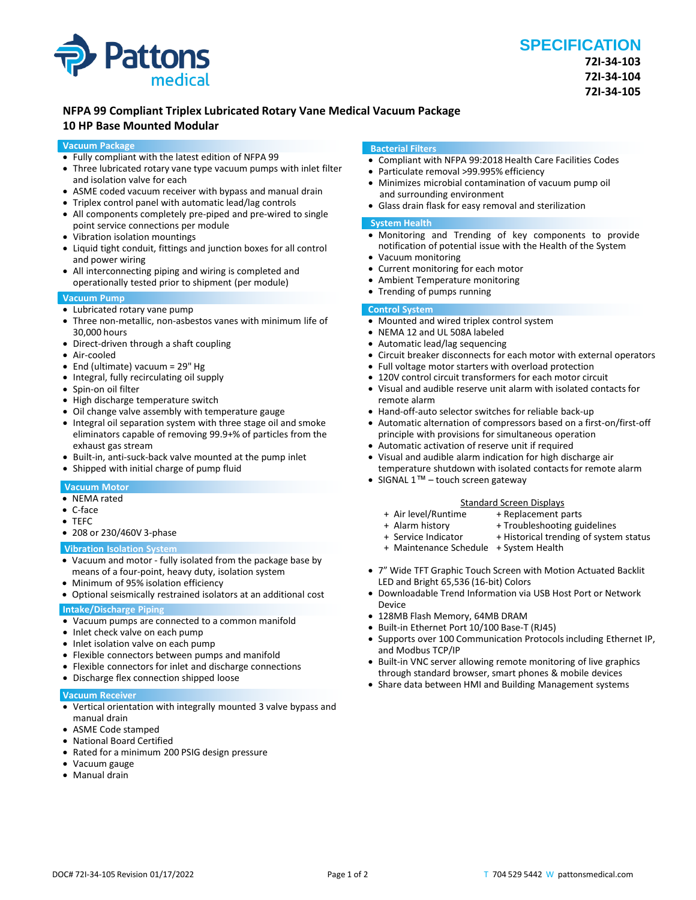Pattons medical

# SPECIFICATION

**72I-34-103**
**72I-34-104**
**72I-34-105**

## NFPA 99 Compliant Triplex Lubricated Rotary Vane Medical Vacuum Package
## 10 HP Base Mounted Modular

### Vacuum Package

- Fully compliant with the latest edition of NFPA 99
- Three lubricated rotary vane type vacuum pumps with inlet filter and isolation valve for each
- ASME coded vacuum receiver with bypass and manual drain
- Triplex control panel with automatic lead/lag controls
- All components completely pre-piped and pre-wired to single point service connections per module
- Vibration isolation mountings
- Liquid tight conduit, fittings and junction boxes for all control and power wiring
- All interconnecting piping and wiring is completed and operationally tested prior to shipment (per module)

### Vacuum Pump

- Lubricated rotary vane pump
- Three non-metallic, non-asbestos vanes with minimum life of 30,000 hours
- Direct-driven through a shaft coupling
- Air-cooled
- End (ultimate) vacuum = 29" Hg
- Integral, fully recirculating oil supply
- Spin-on oil filter
- High discharge temperature switch
- Oil change valve assembly with temperature gauge
- Integral oil separation system with three stage oil and smoke eliminators capable of removing 99.9+% of particles from the exhaust gas stream
- Built-in, anti-suck-back valve mounted at the pump inlet
- Shipped with initial charge of pump fluid

### Vacuum Motor

- NEMA rated
- C-face
- TEFC
- 208 or 230/460V 3-phase

### Vibration Isolation System

- Vacuum and motor - fully isolated from the package base by means of a four-point, heavy duty, isolation system
- Minimum of 95% isolation efficiency
- Optional seismically restrained isolators at an additional cost

### Intake/Discharge Piping

- Vacuum pumps are connected to a common manifold
- Inlet check valve on each pump
- Inlet isolation valve on each pump
- Flexible connectors between pumps and manifold
- Flexible connectors for inlet and discharge connections
- Discharge flex connection shipped loose

### Vacuum Receiver

- Vertical orientation with integrally mounted 3 valve bypass and manual drain
- ASME Code stamped
- National Board Certified
- Rated for a minimum 200 PSIG design pressure
- Vacuum gauge
- Manual drain

### Bacterial Filters

- Compliant with NFPA 99:2018 Health Care Facilities Codes
- Particulate removal >99.995% efficiency
- Minimizes microbial contamination of vacuum pump oil and surrounding environment
- Glass drain flask for easy removal and sterilization

### System Health

- Monitoring and Trending of key components to provide notification of potential issue with the Health of the System
- Vacuum monitoring
- Current monitoring for each motor
- Ambient Temperature monitoring
- Trending of pumps running

### Control System

- Mounted and wired triplex control system
- NEMA 12 and UL 508A labeled
- Automatic lead/lag sequencing
- Circuit breaker disconnects for each motor with external operators
- Full voltage motor starters with overload protection
- 120V control circuit transformers for each motor circuit
- Visual and audible reserve unit alarm with isolated contacts for remote alarm
- Hand-off-auto selector switches for reliable back-up
- Automatic alternation of compressors based on a first-on/first-off principle with provisions for simultaneous operation
- Automatic activation of reserve unit if required
- Visual and audible alarm indication for high discharge air temperature shutdown with isolated contacts for remote alarm
- SIGNAL 1™ – touch screen gateway

Standard Screen Displays

+ Air level/Runtime
+ Alarm history
+ Service Indicator
+ Maintenance Schedule
+ Replacement parts
+ Troubleshooting guidelines
+ Historical trending of system status
+ System Health

- 7" Wide TFT Graphic Touch Screen with Motion Actuated Backlit LED and Bright 65,536 (16-bit) Colors
- Downloadable Trend Information via USB Host Port or Network Device
- 128MB Flash Memory, 64MB DRAM
- Built-in Ethernet Port 10/100 Base-T (RJ45)
- Supports over 100 Communication Protocols including Ethernet IP, and Modbus TCP/IP
- Built-in VNC server allowing remote monitoring of live graphics through standard browser, smart phones & mobile devices
- Share data between HMI and Building Management systems

DOC# 72I-34-105 Revision 01/17/2022

T 704 529 5442 W pattonsmedical.com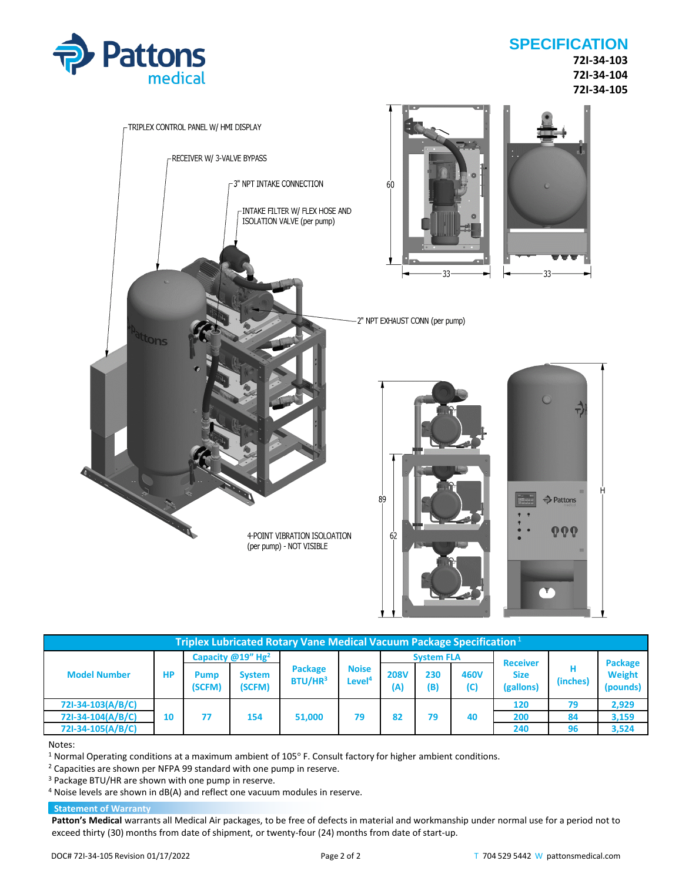# SPECIFICATION

**72I-34-103**
**72I-34-104**
**72I-34-105**

TRIPLEX CONTROL PANEL W/ HMI DISPLAY

RECEIVER W/ 3-VALVE BYPASS

3" NPT INTAKE CONNECTION

INTAKE FILTER W/ FLEX HOSE AND ISOLATION VALVE (per pump)

2" NPT EXHAUST CONN (per pump)

4-POINT VIBRATION ISOLOATION (per pump) - NOT VISIBLE

60

33

33

89

62

H

## Triplex Lubricated Rotary Vane Medical Vacuum Package Specification[1]

| Model Number | HP | Capacity @19" Hg[2] | | Package BTU/HR[3] | Noise Level[4] | System FLA | | | Receiver Size (gallons) | H (inches) | Package Weight (pounds) |
|---|---|---|---|---|---|---|---|---|---|---|---|
| | | Pump (SCFM) | System (SCFM) | | | 208V (A) | 230 (B) | 460V (C) | | | |
| 72I-34-103(A/B/C) | 10 | 77 | 154 | 51,000 | 79 | 82 | 79 | 40 | 120 | 79 | 2,929 |
| 72I-34-104(A/B/C) | | | | | | | | | 200 | 84 | 3,159 |
| 72I-34-105(A/B/C) | | | | | | | | | 240 | 96 | 3,524 |

Notes:

[1] Normal Operating conditions at a maximum ambient of 105° F. Consult factory for higher ambient conditions.

[2] Capacities are shown per NFPA 99 standard with one pump in reserve.

[3] Package BTU/HR are shown with one pump in reserve.

[4] Noise levels are shown in dB(A) and reflect one vacuum modules in reserve.

### Statement of Warranty

**Patton's Medical** warrants all Medical Air packages, to be free of defects in material and workmanship under normal use for a period not to exceed thirty (30) months from date of shipment, or twenty-four (24) months from date of start-up.

DOC# 72I-34-105 Revision 01/17/2022

T 704 529 5442 W pattonsmedical.com